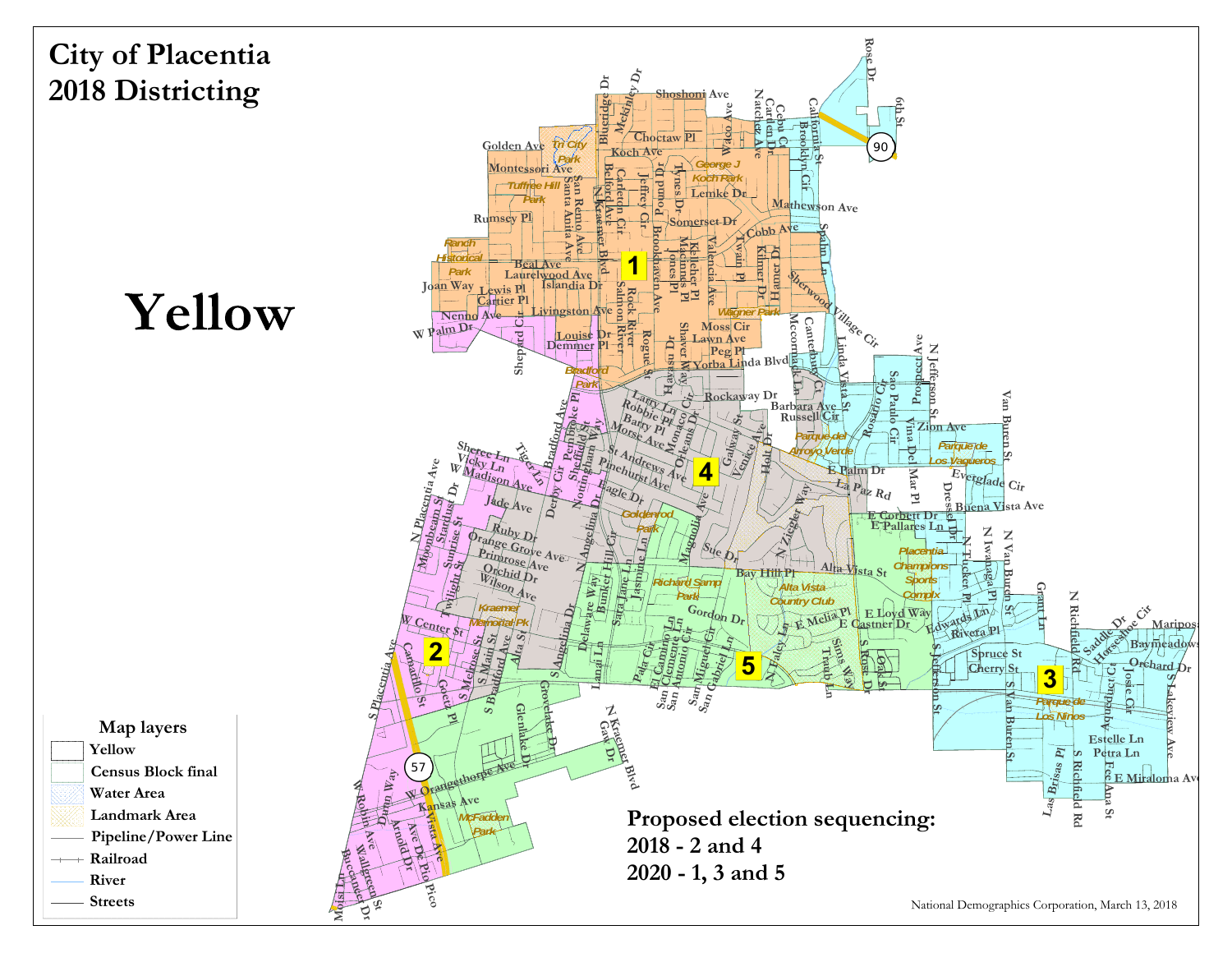# City of Placentia
# 2018 Districting

# Yellow

**Map layers**

- Yellow
- Census Block final
- Water Area
- Landmark Area
- Pipeline/Power Line
- Railroad
- River
- Streets

**Proposed election sequencing:**
**2018 - 2 and 4**
**2020 - 1, 3 and 5**

National Demographics Corporation, March 13, 2018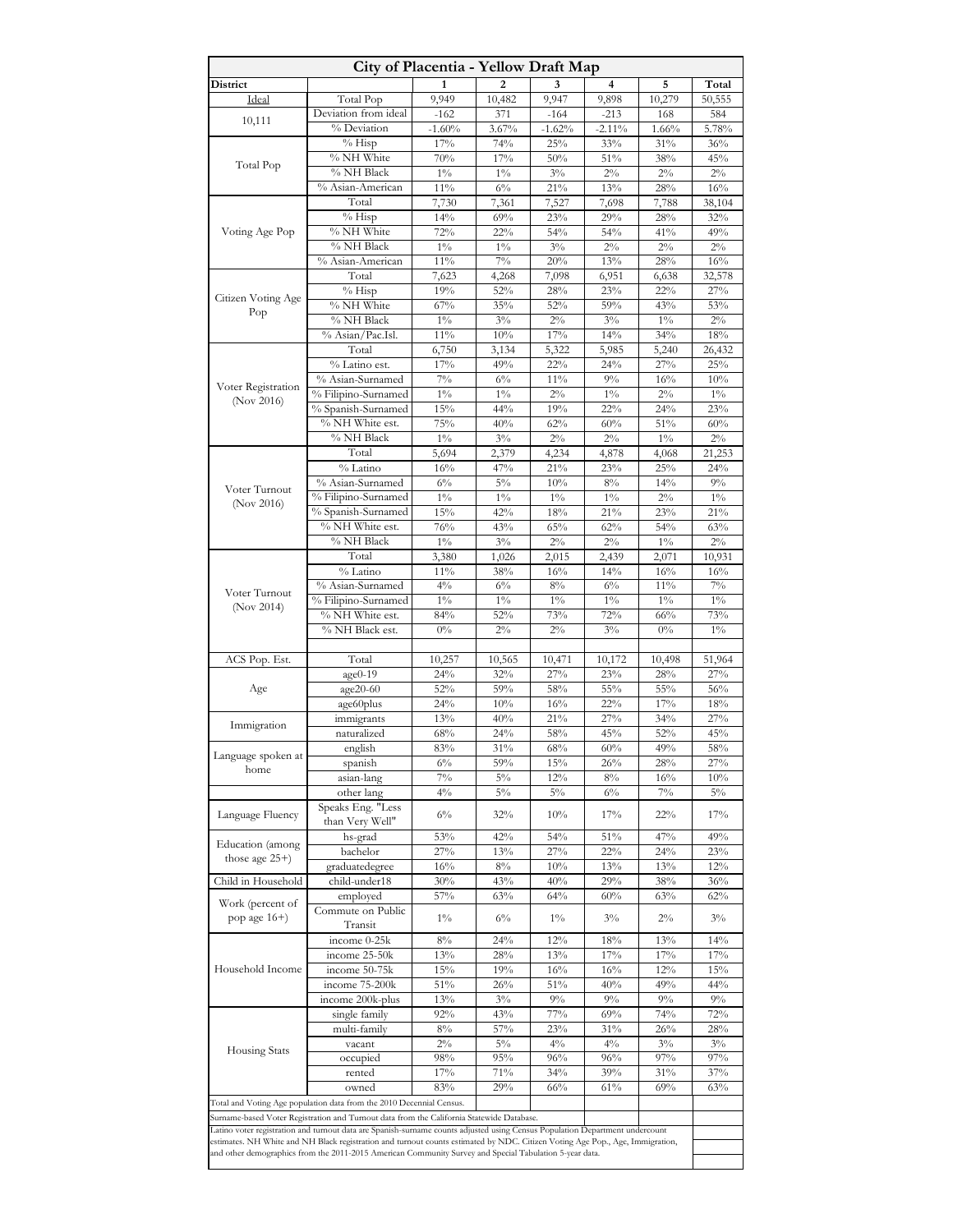# City of Placentia - Yellow Draft Map

| District | | 1 | 2 | 3 | 4 | 5 | Total |
|---|---|---|---|---|---|---|---|
| Ideal | Total Pop | 9,949 | 10,482 | 9,947 | 9,898 | 10,279 | 50,555 |
| 10,111 | Deviation from ideal | -162 | 371 | -164 | -213 | 168 | 584 |
| | % Deviation | -1.60% | 3.67% | -1.62% | -2.11% | 1.66% | 5.78% |
| Total Pop | % Hisp | 17% | 74% | 25% | 33% | 31% | 36% |
| | % NH White | 70% | 17% | 50% | 51% | 38% | 45% |
| | % NH Black | 1% | 1% | 3% | 2% | 2% | 2% |
| | % Asian-American | 11% | 6% | 21% | 13% | 28% | 16% |
| Voting Age Pop | Total | 7,730 | 7,361 | 7,527 | 7,698 | 7,788 | 38,104 |
| | % Hisp | 14% | 69% | 23% | 29% | 28% | 32% |
| | % NH White | 72% | 22% | 54% | 54% | 41% | 49% |
| | % NH Black | 1% | 1% | 3% | 2% | 2% | 2% |
| | % Asian-American | 11% | 7% | 20% | 13% | 28% | 16% |
| Citizen Voting Age Pop | Total | 7,623 | 4,268 | 7,098 | 6,951 | 6,638 | 32,578 |
| | % Hisp | 19% | 52% | 28% | 23% | 22% | 27% |
| | % NH White | 67% | 35% | 52% | 59% | 43% | 53% |
| | % NH Black | 1% | 3% | 2% | 3% | 1% | 2% |
| | % Asian/Pac.Isl. | 11% | 10% | 17% | 14% | 34% | 18% |
| Voter Registration (Nov 2016) | Total | 6,750 | 3,134 | 5,322 | 5,985 | 5,240 | 26,432 |
| | % Latino est. | 17% | 49% | 22% | 24% | 27% | 25% |
| | % Asian-Surnamed | 7% | 6% | 11% | 9% | 16% | 10% |
| | % Filipino-Surnamed | 1% | 1% | 2% | 1% | 2% | 1% |
| | % Spanish-Surnamed | 15% | 44% | 19% | 22% | 24% | 23% |
| | % NH White est. | 75% | 40% | 62% | 60% | 51% | 60% |
| | % NH Black | 1% | 3% | 2% | 2% | 1% | 2% |
| Voter Turnout (Nov 2016) | Total | 5,694 | 2,379 | 4,234 | 4,878 | 4,068 | 21,253 |
| | % Latino | 16% | 47% | 21% | 23% | 25% | 24% |
| | % Asian-Surnamed | 6% | 5% | 10% | 8% | 14% | 9% |
| | % Filipino-Surnamed | 1% | 1% | 1% | 1% | 2% | 1% |
| | % Spanish-Surnamed | 15% | 42% | 18% | 21% | 23% | 21% |
| | % NH White est. | 76% | 43% | 65% | 62% | 54% | 63% |
| | % NH Black | 1% | 3% | 2% | 2% | 1% | 2% |
| Voter Turnout (Nov 2014) | Total | 3,380 | 1,026 | 2,015 | 2,439 | 2,071 | 10,931 |
| | % Latino | 11% | 38% | 16% | 14% | 16% | 16% |
| | % Asian-Surnamed | 4% | 6% | 8% | 6% | 11% | 7% |
| | % Filipino-Surnamed | 1% | 1% | 1% | 1% | 1% | 1% |
| | % NH White est. | 84% | 52% | 73% | 72% | 66% | 73% |
| | % NH Black est. | 0% | 2% | 2% | 3% | 0% | 1% |
| ACS Pop. Est. | Total | 10,257 | 10,565 | 10,471 | 10,172 | 10,498 | 51,964 |
| Age | age0-19 | 24% | 32% | 27% | 23% | 28% | 27% |
| | age20-60 | 52% | 59% | 58% | 55% | 55% | 56% |
| | age60plus | 24% | 10% | 16% | 22% | 17% | 18% |
| Immigration | immigrants | 13% | 40% | 21% | 27% | 34% | 27% |
| | naturalized | 68% | 24% | 58% | 45% | 52% | 45% |
| Language spoken at home | english | 83% | 31% | 68% | 60% | 49% | 58% |
| | spanish | 6% | 59% | 15% | 26% | 28% | 27% |
| | asian-lang | 7% | 5% | 12% | 8% | 16% | 10% |
| | other lang | 4% | 5% | 5% | 6% | 7% | 5% |
| Language Fluency | Speaks Eng. "Less than Very Well" | 6% | 32% | 10% | 17% | 22% | 17% |
| Education (among those age 25+) | hs-grad | 53% | 42% | 54% | 51% | 47% | 49% |
| | bachelor | 27% | 13% | 27% | 22% | 24% | 23% |
| | graduatedegree | 16% | 8% | 10% | 13% | 13% | 12% |
| Child in Household | child-under18 | 30% | 43% | 40% | 29% | 38% | 36% |
| Work (percent of pop age 16+) | employed | 57% | 63% | 64% | 60% | 63% | 62% |
| | Commute on Public Transit | 1% | 6% | 1% | 3% | 2% | 3% |
| Household Income | income 0-25k | 8% | 24% | 12% | 18% | 13% | 14% |
| | income 25-50k | 13% | 28% | 13% | 17% | 17% | 17% |
| | income 50-75k | 15% | 19% | 16% | 16% | 12% | 15% |
| | income 75-200k | 51% | 26% | 51% | 40% | 49% | 44% |
| | income 200k-plus | 13% | 3% | 9% | 9% | 9% | 9% |
| Housing Stats | single family | 92% | 43% | 77% | 69% | 74% | 72% |
| | multi-family | 8% | 57% | 23% | 31% | 26% | 28% |
| | vacant | 2% | 5% | 4% | 4% | 3% | 3% |
| | occupied | 98% | 95% | 96% | 96% | 97% | 97% |
| | rented | 17% | 71% | 34% | 39% | 31% | 37% |
| | owned | 83% | 29% | 66% | 61% | 69% | 63% |

Total and Voting Age population data from the 2010 Decennial Census.

Surname-based Voter Registration and Turnout data from the California Statewide Database.

Latino voter registration and turnout data are Spanish-surname counts adjusted using Census Population Department undercount estimates. NH White and NH Black registration and turnout counts estimated by NDC. Citizen Voting Age Pop., Age, Immigration, and other demographics from the 2011-2015 American Community Survey and Special Tabulation 5-year data.